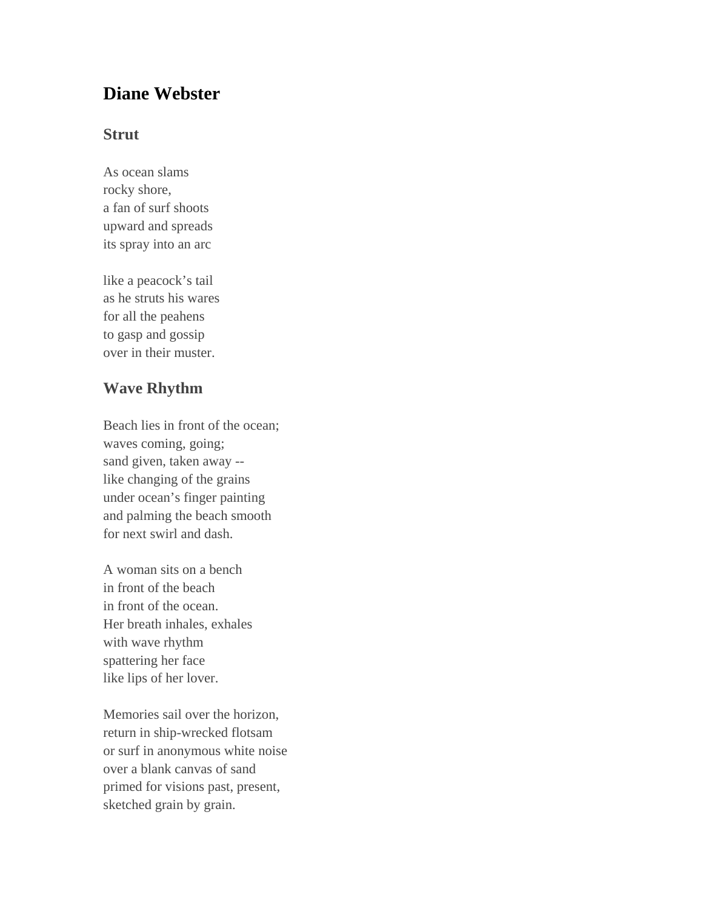# Diane Webster

## Strut

As ocean slams  
rocky shore,  
a fan of surf shoots  
upward and spreads  
its spray into an arc

like a peacock's tail  
as he struts his wares  
for all the peahens  
to gasp and gossip  
over in their muster.

## Wave Rhythm

Beach lies in front of the ocean;  
waves coming, going;  
sand given, taken away --  
like changing of the grains  
under ocean's finger painting  
and palming the beach smooth  
for next swirl and dash.

A woman sits on a bench  
in front of the beach  
in front of the ocean.  
Her breath inhales, exhales  
with wave rhythm  
spattering her face  
like lips of her lover.

Memories sail over the horizon,  
return in ship-wrecked flotsam  
or surf in anonymous white noise  
over a blank canvas of sand  
primed for visions past, present,  
sketched grain by grain.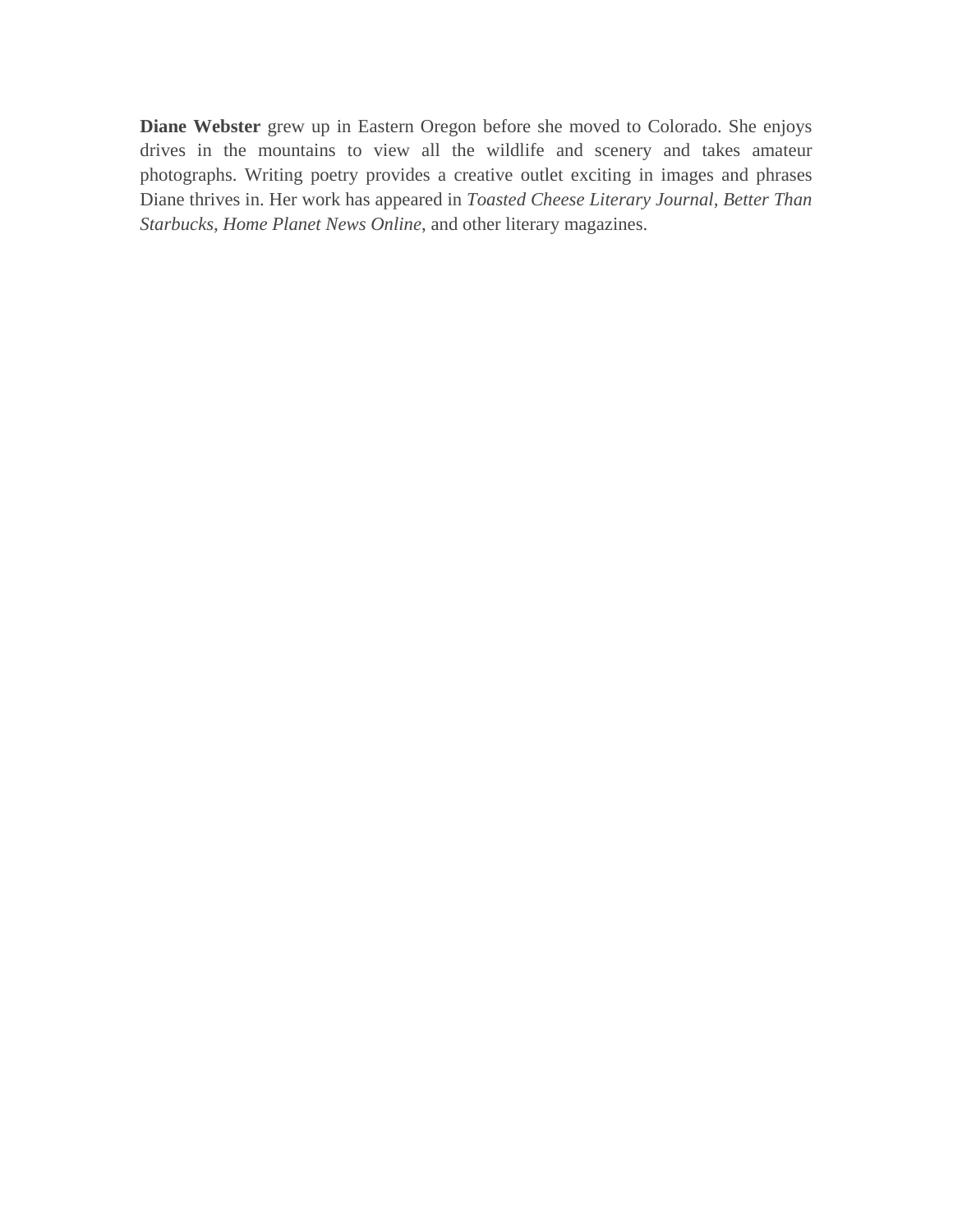**Diane Webster** grew up in Eastern Oregon before she moved to Colorado. She enjoys drives in the mountains to view all the wildlife and scenery and takes amateur photographs. Writing poetry provides a creative outlet exciting in images and phrases Diane thrives in. Her work has appeared in *Toasted Cheese Literary Journal, Better Than Starbucks, Home Planet News Online*, and other literary magazines.